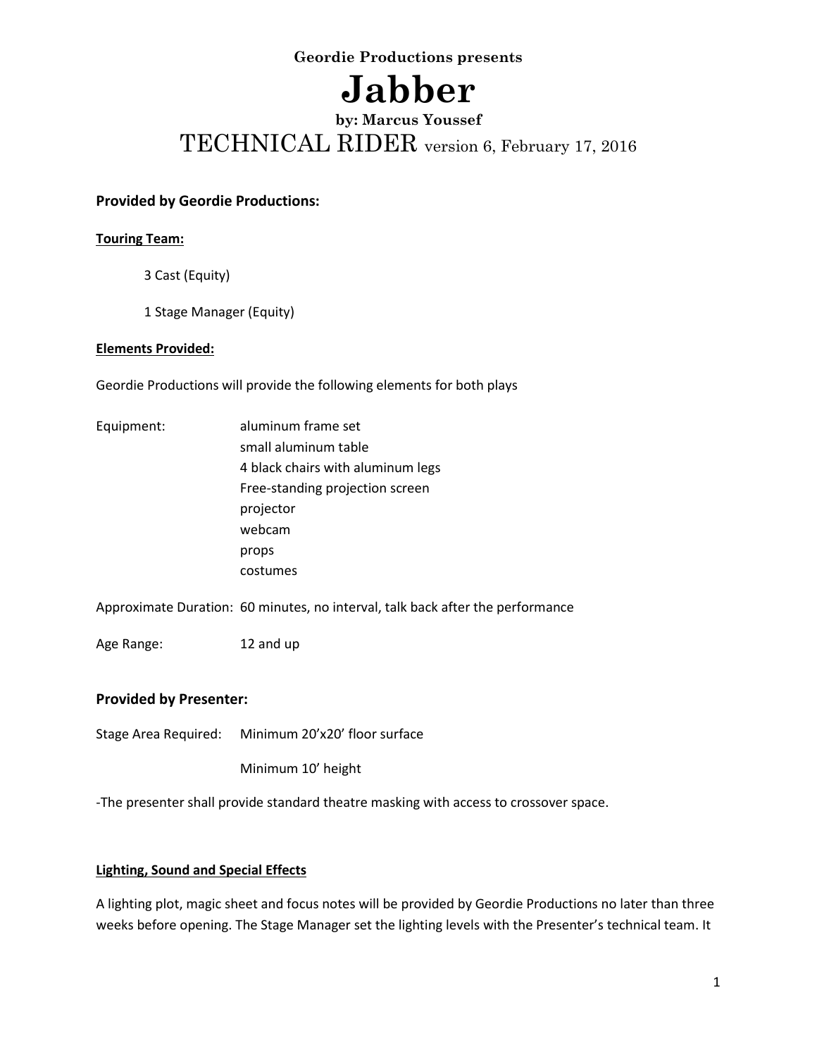**Geordie Productions presents**

# Jabber

**by: Marcus Youssef**

## TECHNICAL RIDER version 6, February 17, 2016

### Provided by Geordie Productions:

**Touring Team:**

3 Cast (Equity)

1 Stage Manager (Equity)

**Elements Provided:**

Geordie Productions will provide the following elements for both plays

| | |
|---|---|
| Equipment: | aluminum frame set<br>small aluminum table<br>4 black chairs with aluminum legs<br>Free-standing projection screen<br>projector<br>webcam<br>props<br>costumes |

Approximate Duration: 60 minutes, no interval, talk back after the performance

Age Range: 12 and up

### Provided by Presenter:

Stage Area Required: Minimum 20'x20' floor surface

Minimum 10' height

-The presenter shall provide standard theatre masking with access to crossover space.

**Lighting, Sound and Special Effects**

A lighting plot, magic sheet and focus notes will be provided by Geordie Productions no later than three weeks before opening. The Stage Manager set the lighting levels with the Presenter's technical team. It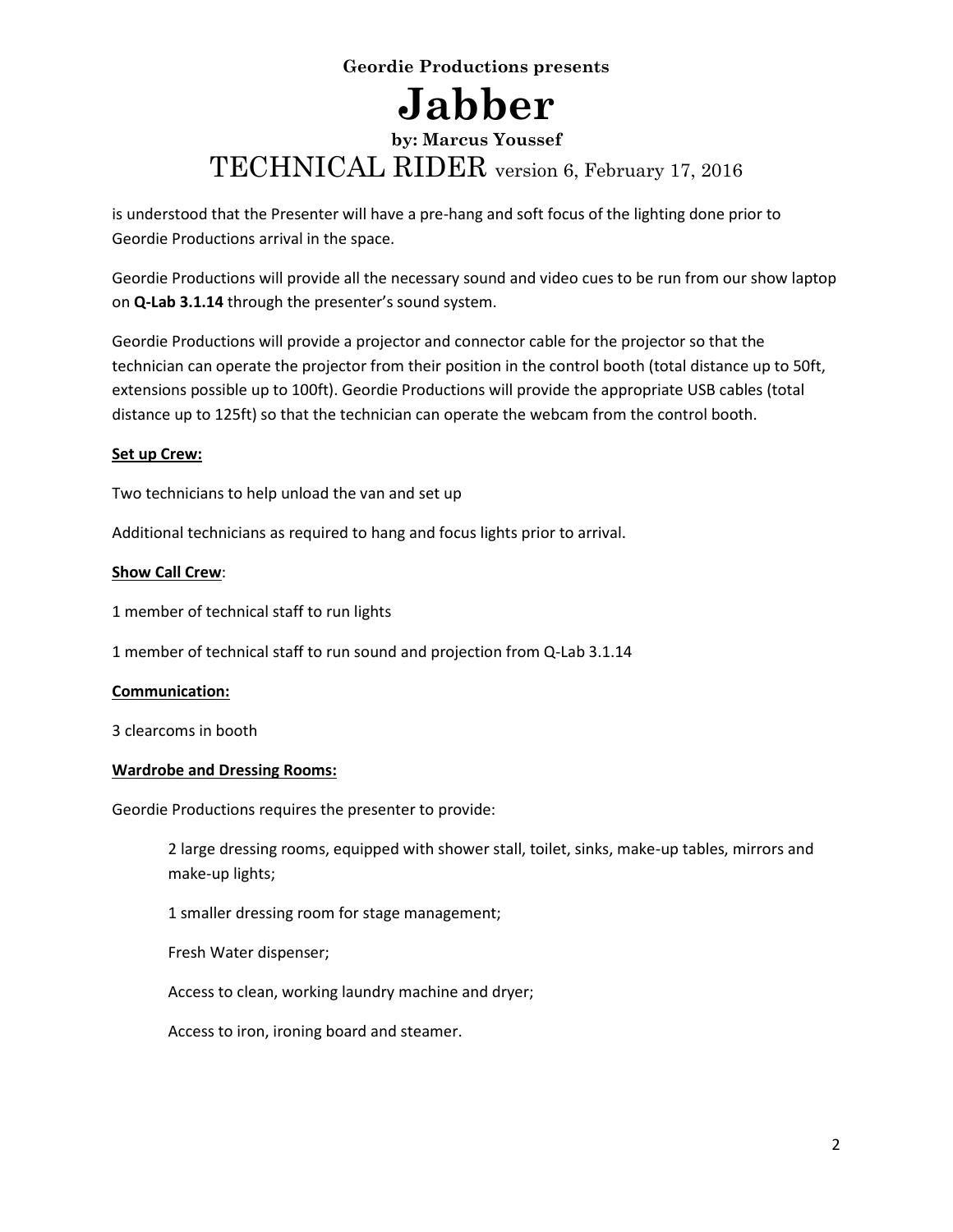is understood that the Presenter will have a pre-hang and soft focus of the lighting done prior to Geordie Productions arrival in the space.

Geordie Productions will provide all the necessary sound and video cues to be run from our show laptop on **Q-Lab 3.1.14** through the presenter's sound system.

Geordie Productions will provide a projector and connector cable for the projector so that the technician can operate the projector from their position in the control booth (total distance up to 50ft, extensions possible up to 100ft). Geordie Productions will provide the appropriate USB cables (total distance up to 125ft) so that the technician can operate the webcam from the control booth.

**Set up Crew:**

Two technicians to help unload the van and set up

Additional technicians as required to hang and focus lights prior to arrival.

**Show Call Crew**:

1 member of technical staff to run lights

1 member of technical staff to run sound and projection from Q-Lab 3.1.14

**Communication:**

3 clearcoms in booth

**Wardrobe and Dressing Rooms:**

Geordie Productions requires the presenter to provide:

> 2 large dressing rooms, equipped with shower stall, toilet, sinks, make-up tables, mirrors and make-up lights;
>
> 1 smaller dressing room for stage management;
>
> Fresh Water dispenser;
>
> Access to clean, working laundry machine and dryer;
>
> Access to iron, ironing board and steamer.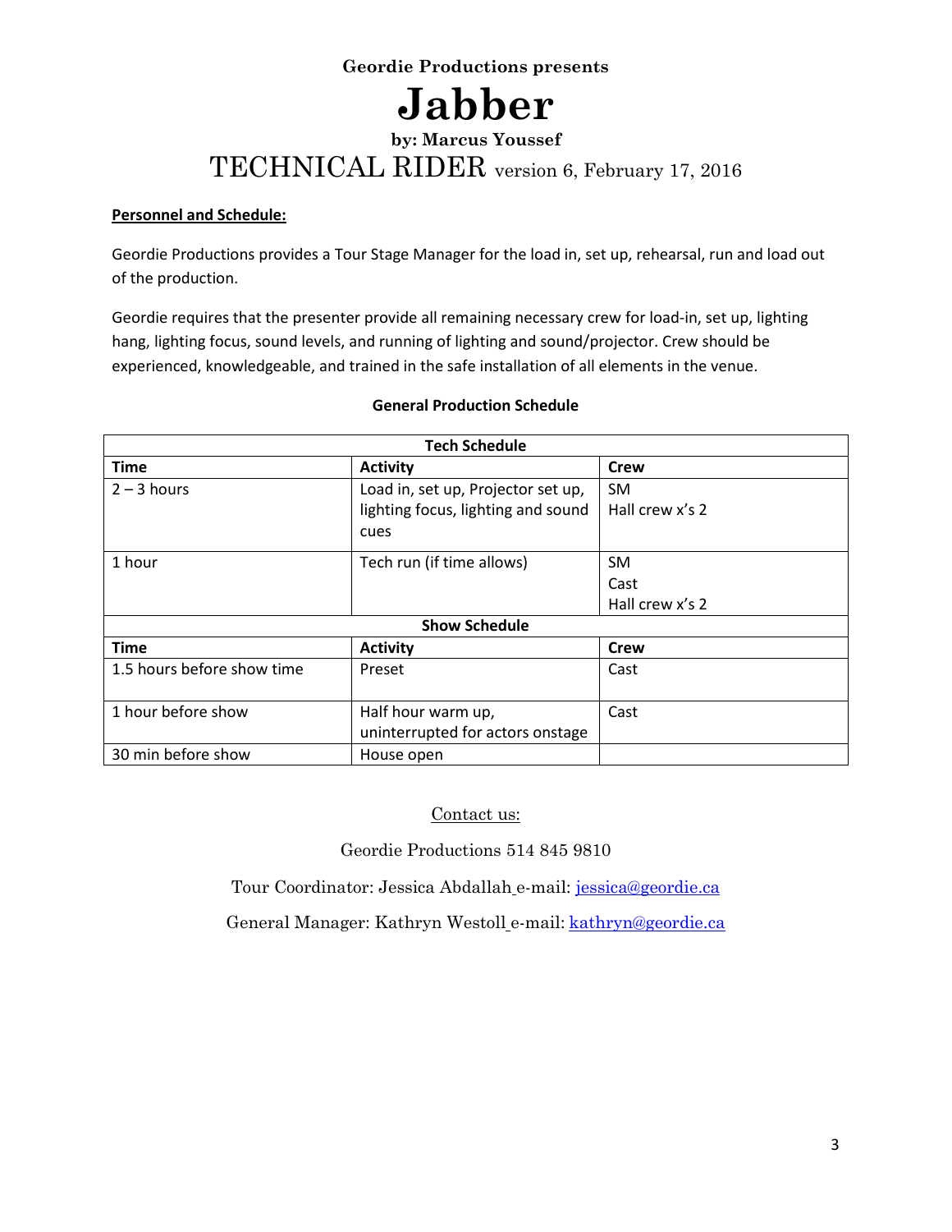**Geordie Productions presents**

# Jabber

**by: Marcus Youssef**

TECHNICAL RIDER version 6, February 17, 2016

**Personnel and Schedule:**

Geordie Productions provides a Tour Stage Manager for the load in, set up, rehearsal, run and load out of the production.

Geordie requires that the presenter provide all remaining necessary crew for load-in, set up, lighting hang, lighting focus, sound levels, and running of lighting and sound/projector. Crew should be experienced, knowledgeable, and trained in the safe installation of all elements in the venue.

**General Production Schedule**

| Tech Schedule | | |
|---|---|---|
| **Time** | **Activity** | **Crew** |
| 2 – 3 hours | Load in, set up, Projector set up, lighting focus, lighting and sound cues | SM<br>Hall crew x's 2 |
| 1 hour | Tech run (if time allows) | SM<br>Cast<br>Hall crew x's 2 |
| **Show Schedule** | | |
| **Time** | **Activity** | **Crew** |
| 1.5 hours before show time | Preset | Cast |
| 1 hour before show | Half hour warm up, uninterrupted for actors onstage | Cast |
| 30 min before show | House open | |

Contact us:

Geordie Productions 514 845 9810

Tour Coordinator: Jessica Abdallah e-mail: jessica@geordie.ca

General Manager: Kathryn Westoll e-mail: kathryn@geordie.ca